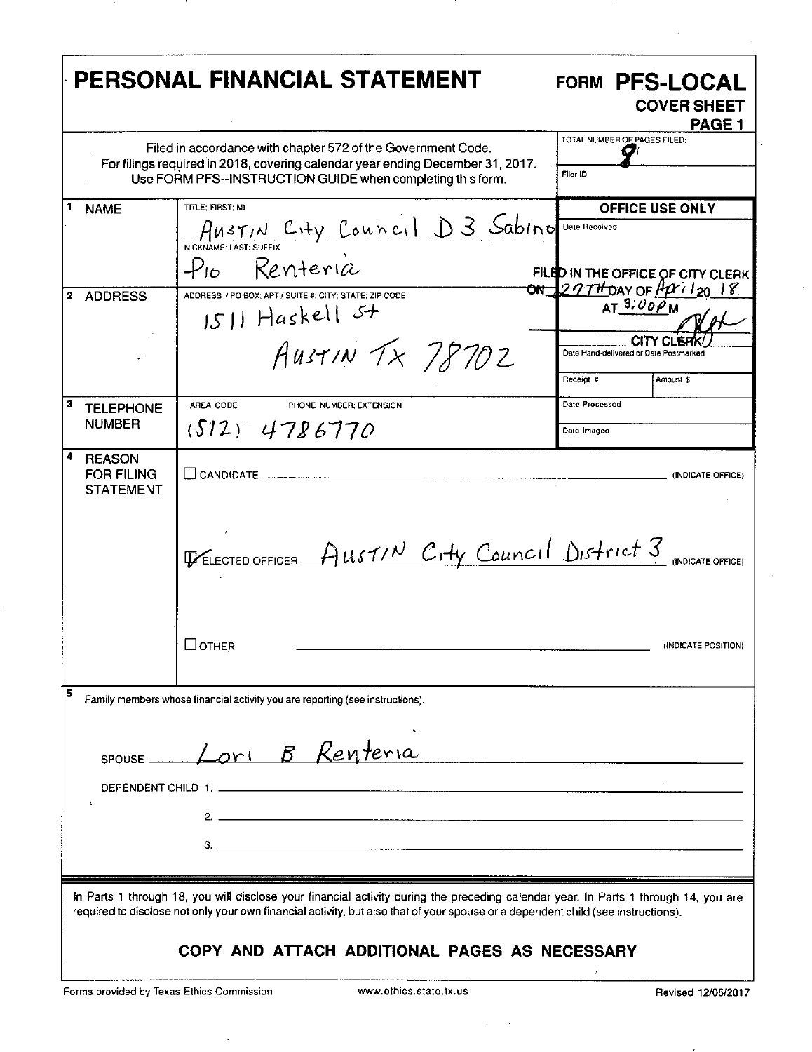# PERSONAL FINANCIAL STATEMENT

**FORM PFS-LOCAL**
**COVER SHEET**
**PAGE 1**

Filed in accordance with chapter 572 of the Government Code.
For filings required in 2018, covering calendar year ending December 31, 2017.
Use FORM PFS--INSTRUCTION GUIDE when completing this form.

TOTAL NUMBER OF PAGES FILED: 8

Filer ID

| | | OFFICE USE ONLY |
|---|---|---|
| 1 NAME | TITLE; FIRST; MI: Austin City Council D3 Sabino<br>NICKNAME; LAST; SUFFIX: Pio Renteria | Date Received<br>FILED IN THE OFFICE OF CITY CLERK ON 27TH DAY OF April 20 18 AT 3:00 P M<br>CITY CLERK |
| 2 ADDRESS | ADDRESS / PO BOX; APT / SUITE #; CITY; STATE; ZIP CODE: 1511 Haskell St Austin Tx 78702 | Date Hand-delivered or Date Postmarked<br>Receipt # / Amount $ |
| 3 TELEPHONE NUMBER | AREA CODE / PHONE NUMBER; EXTENSION: (512) 4786770 | Date Processed<br>Date Imaged |

**4 REASON FOR FILING STATEMENT**

☐ CANDIDATE ______________________ (INDICATE OFFICE)

☑ ELECTED OFFICER Austin City Council District 3 (INDICATE OFFICE)

☐ OTHER ______________________ (INDICATE POSITION)

**5** Family members whose financial activity you are reporting (see instructions).

SPOUSE Lori B Renteria

DEPENDENT CHILD 1. ______________________

2. ______________________

3. ______________________

In Parts 1 through 18, you will disclose your financial activity during the preceding calendar year. In Parts 1 through 14, you are required to disclose not only your own financial activity, but also that of your spouse or a dependent child (see instructions).

**COPY AND ATTACH ADDITIONAL PAGES AS NECESSARY**

Forms provided by Texas Ethics Commission www.ethics.state.tx.us Revised 12/05/2017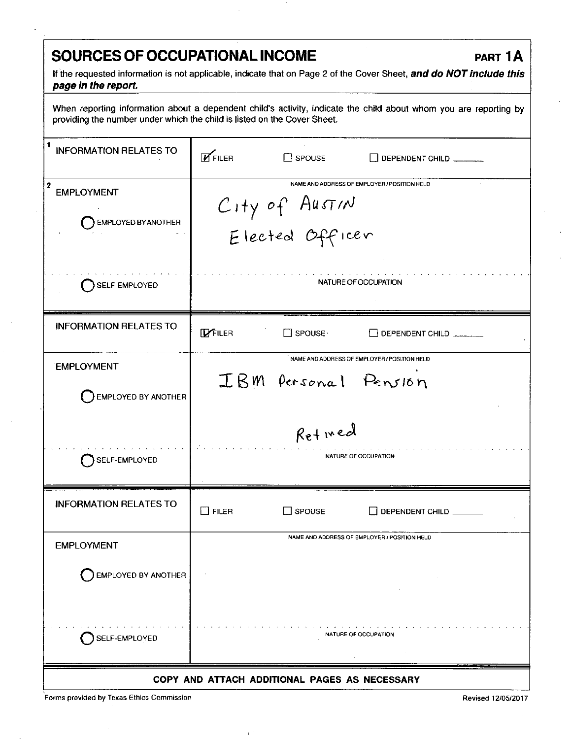# SOURCES OF OCCUPATIONAL INCOME

**PART 1A**

If the requested information is not applicable, indicate that on Page 2 of the Cover Sheet, ***and do NOT include this page in the report.***

When reporting information about a dependent child's activity, indicate the child about whom you are reporting by providing the number under which the child is listed on the Cover Sheet.

| | |
|---|---|
| 1 INFORMATION RELATES TO | ☑ FILER ☐ SPOUSE ☐ DEPENDENT CHILD ______ |
| 2 EMPLOYMENT<br>◯ EMPLOYED BY ANOTHER | NAME AND ADDRESS OF EMPLOYER / POSITION HELD<br>City of Austin<br>Elected Officer |
| ◯ SELF-EMPLOYED | NATURE OF OCCUPATION |

| | |
|---|---|
| INFORMATION RELATES TO | ☑ FILER ☐ SPOUSE ☐ DEPENDENT CHILD ______ |
| EMPLOYMENT<br>◯ EMPLOYED BY ANOTHER | NAME AND ADDRESS OF EMPLOYER / POSITION HELD<br>IBM Personal Pension<br>Retired |
| ◯ SELF-EMPLOYED | NATURE OF OCCUPATION |

| | |
|---|---|
| INFORMATION RELATES TO | ☐ FILER ☐ SPOUSE ☐ DEPENDENT CHILD ______ |
| EMPLOYMENT<br>◯ EMPLOYED BY ANOTHER | NAME AND ADDRESS OF EMPLOYER / POSITION HELD |
| ◯ SELF-EMPLOYED | NATURE OF OCCUPATION |

**COPY AND ATTACH ADDITIONAL PAGES AS NECESSARY**

Forms provided by Texas Ethics Commission

Revised 12/05/2017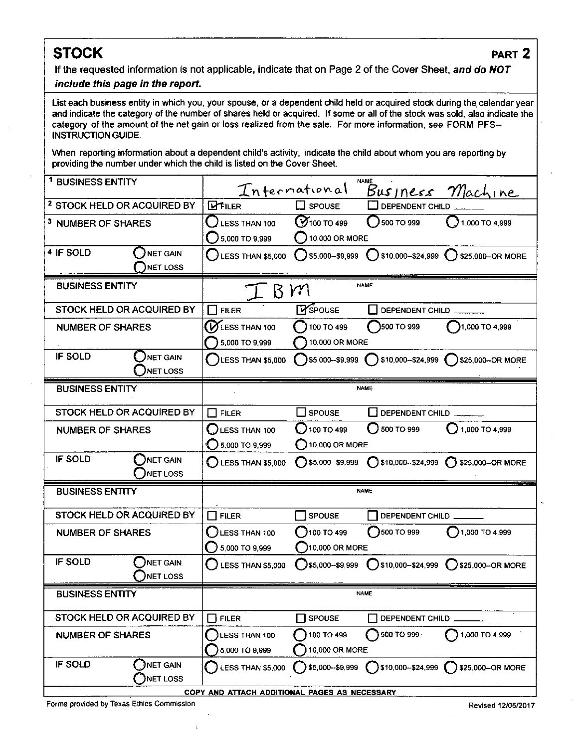# STOCK

**PART 2**

If the requested information is not applicable, indicate that on Page 2 of the Cover Sheet, ***and do NOT include this page in the report.***

List each business entity in which you, your spouse, or a dependent child held or acquired stock during the calendar year and indicate the category of the number of shares held or acquired. If some or all of the stock was sold, also indicate the category of the amount of the net gain or loss realized from the sale. For more information, see FORM PFS--INSTRUCTION GUIDE.

When reporting information about a dependent child's activity, indicate the child about whom you are reporting by providing the number under which the child is listed on the Cover Sheet.

| | |
|---|---|
| [1] BUSINESS ENTITY | NAME: International Business Machine |
| [2] STOCK HELD OR ACQUIRED BY | ☑ FILER ☐ SPOUSE ☐ DEPENDENT CHILD ______ |
| [3] NUMBER OF SHARES | ○ LESS THAN 100 ◉ 100 TO 499 ○ 500 TO 999 ○ 1,000 TO 4,999 ○ 5,000 TO 9,999 ○ 10,000 OR MORE |
| [4] IF SOLD ○ NET GAIN ○ NET LOSS | ○ LESS THAN $5,000 ○ $5,000--$9,999 ○ $10,000--$24,999 ○ $25,000--OR MORE |
| BUSINESS ENTITY | NAME: IBM |
| STOCK HELD OR ACQUIRED BY | ☐ FILER ☑ SPOUSE ☐ DEPENDENT CHILD ______ |
| NUMBER OF SHARES | ◉ LESS THAN 100 ○ 100 TO 499 ○ 500 TO 999 ○ 1,000 TO 4,999 ○ 5,000 TO 9,999 ○ 10,000 OR MORE |
| IF SOLD ○ NET GAIN ○ NET LOSS | ○ LESS THAN $5,000 ○ $5,000--$9,999 ○ $10,000--$24,999 ○ $25,000--OR MORE |
| BUSINESS ENTITY | NAME: |
| STOCK HELD OR ACQUIRED BY | ☐ FILER ☐ SPOUSE ☐ DEPENDENT CHILD ______ |
| NUMBER OF SHARES | ○ LESS THAN 100 ○ 100 TO 499 ○ 500 TO 999 ○ 1,000 TO 4,999 ○ 5,000 TO 9,999 ○ 10,000 OR MORE |
| IF SOLD ○ NET GAIN ○ NET LOSS | ○ LESS THAN $5,000 ○ $5,000--$9,999 ○ $10,000--$24,999 ○ $25,000--OR MORE |
| BUSINESS ENTITY | NAME: |
| STOCK HELD OR ACQUIRED BY | ☐ FILER ☐ SPOUSE ☐ DEPENDENT CHILD ______ |
| NUMBER OF SHARES | ○ LESS THAN 100 ○ 100 TO 499 ○ 500 TO 999 ○ 1,000 TO 4,999 ○ 5,000 TO 9,999 ○ 10,000 OR MORE |
| IF SOLD ○ NET GAIN ○ NET LOSS | ○ LESS THAN $5,000 ○ $5,000--$9,999 ○ $10,000--$24,999 ○ $25,000--OR MORE |
| BUSINESS ENTITY | NAME: |
| STOCK HELD OR ACQUIRED BY | ☐ FILER ☐ SPOUSE ☐ DEPENDENT CHILD ______ |
| NUMBER OF SHARES | ○ LESS THAN 100 ○ 100 TO 499 ○ 500 TO 999 ○ 1,000 TO 4,999 ○ 5,000 TO 9,999 ○ 10,000 OR MORE |
| IF SOLD ○ NET GAIN ○ NET LOSS | ○ LESS THAN $5,000 ○ $5,000--$9,999 ○ $10,000--$24,999 ○ $25,000--OR MORE |

**COPY AND ATTACH ADDITIONAL PAGES AS NECESSARY**

Forms provided by Texas Ethics Commission

Revised 12/05/2017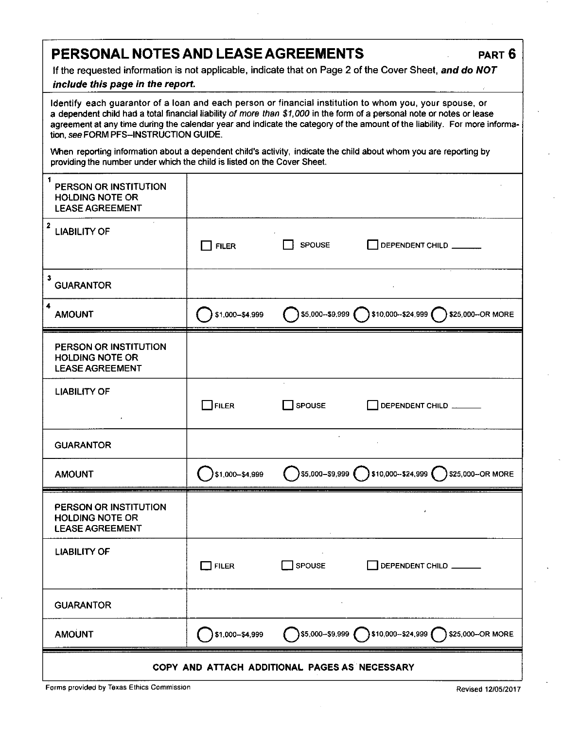# PERSONAL NOTES AND LEASE AGREEMENTS

**PART 6**

If the requested information is not applicable, indicate that on Page 2 of the Cover Sheet, ***and do NOT include this page in the report.***

Identify each guarantor of a loan and each person or financial institution to whom you, your spouse, or a dependent child had a total financial liability *of more than $1,000* in the form of a personal note or notes or lease agreement at any time during the calendar year and indicate the category of the amount of the liability. For more information, *see* FORM PFS–INSTRUCTION GUIDE.

When reporting information about a dependent child's activity, indicate the child about whom you are reporting by providing the number under which the child is listed on the Cover Sheet.

| | |
|---|---|
| 1 PERSON OR INSTITUTION HOLDING NOTE OR LEASE AGREEMENT | |
| 2 LIABILITY OF | ☐ FILER ☐ SPOUSE ☐ DEPENDENT CHILD _______ |
| 3 GUARANTOR | |
| 4 AMOUNT | ◯ $1,000–$4,999 ◯ $5,000–$9,999 ◯ $10,000–$24,999 ◯ $25,000–OR MORE |
| PERSON OR INSTITUTION HOLDING NOTE OR LEASE AGREEMENT | |
| LIABILITY OF | ☐ FILER ☐ SPOUSE ☐ DEPENDENT CHILD _______ |
| GUARANTOR | |
| AMOUNT | ◯ $1,000–$4,999 ◯ $5,000–$9,999 ◯ $10,000–$24,999 ◯ $25,000–OR MORE |
| PERSON OR INSTITUTION HOLDING NOTE OR LEASE AGREEMENT | |
| LIABILITY OF | ☐ FILER ☐ SPOUSE ☐ DEPENDENT CHILD _______ |
| GUARANTOR | |
| AMOUNT | ◯ $1,000–$4,999 ◯ $5,000–$9,999 ◯ $10,000–$24,999 ◯ $25,000–OR MORE |

**COPY AND ATTACH ADDITIONAL PAGES AS NECESSARY**

Forms provided by Texas Ethics Commission

Revised 12/05/2017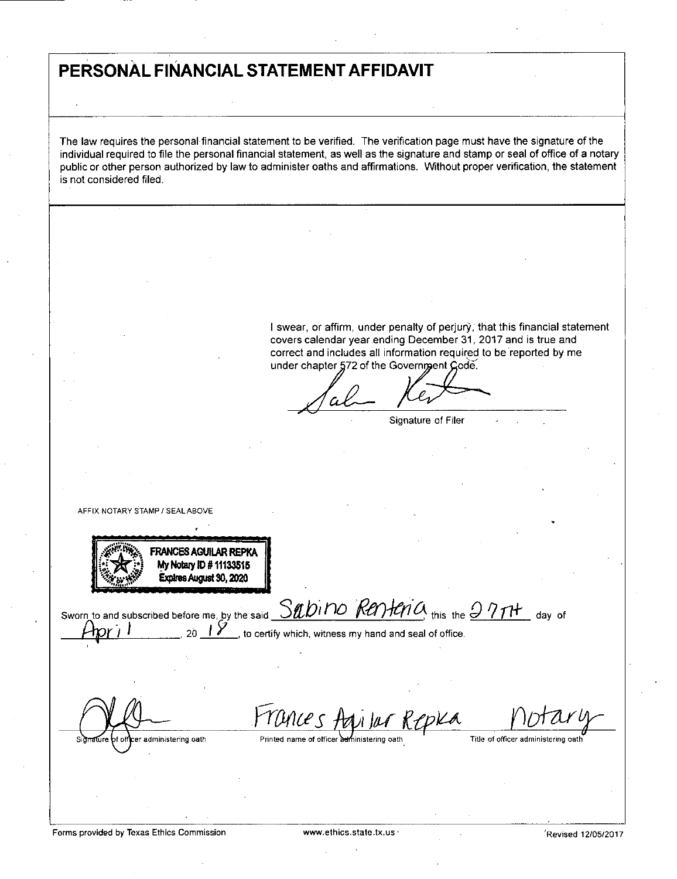# PERSONAL FINANCIAL STATEMENT AFFIDAVIT

The law requires the personal financial statement to be verified. The verification page must have the signature of the individual required to file the personal financial statement, as well as the signature and stamp or seal of office of a notary public or other person authorized by law to administer oaths and affirmations. Without proper verification, the statement is not considered filed.

I swear, or affirm, under penalty of perjury, that this financial statement covers calendar year ending December 31, 2017 and is true and correct and includes all information required to be reported by me under chapter 572 of the Government Code.

Signature of Filer

AFFIX NOTARY STAMP / SEAL ABOVE

FRANCES AGUILAR REPKA
My Notary ID # 11133515
Expires August 30, 2020

Sworn to and subscribed before me, by the said Sabino Renteria this the 27TH day of April, 20 18, to certify which, witness my hand and seal of office.

| Signature of officer administering oath | Printed name of officer administering oath | Title of officer administering oath |
| --- | --- | --- |
| | Frances Aguilar Repka | Notary |

Forms provided by Texas Ethics Commission www.ethics.state.tx.us Revised 12/05/2017